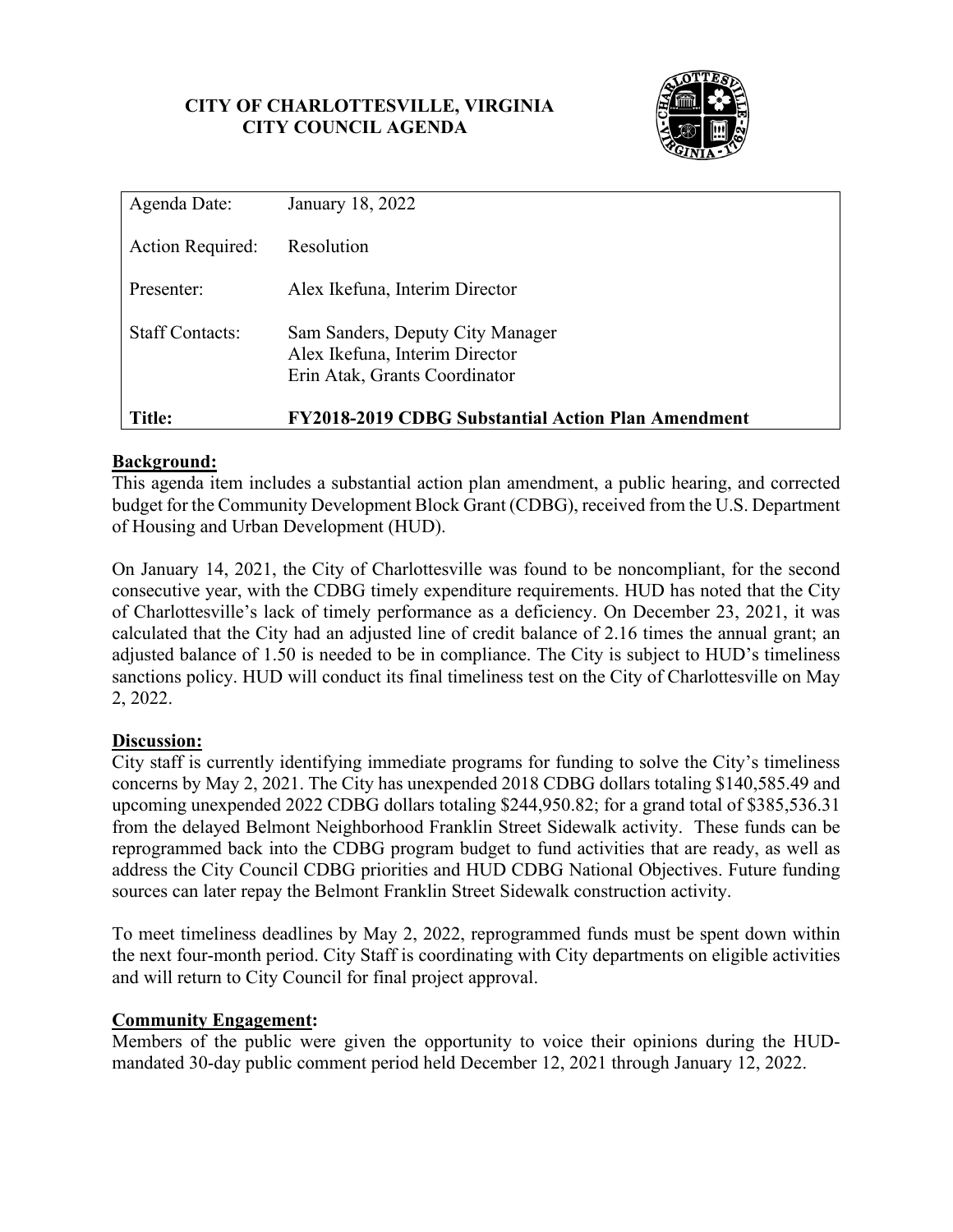**CITY OF CHARLOTTESVILLE, VIRGINIA**
**CITY COUNCIL AGENDA**

| | |
|---|---|
| Agenda Date: | January 18, 2022 |
| Action Required: | Resolution |
| Presenter: | Alex Ikefuna, Interim Director |
| Staff Contacts: | Sam Sanders, Deputy City Manager<br>Alex Ikefuna, Interim Director<br>Erin Atak, Grants Coordinator |
| **Title:** | **FY2018-2019 CDBG Substantial Action Plan Amendment** |

## Background:

This agenda item includes a substantial action plan amendment, a public hearing, and corrected budget for the Community Development Block Grant (CDBG), received from the U.S. Department of Housing and Urban Development (HUD).

On January 14, 2021, the City of Charlottesville was found to be noncompliant, for the second consecutive year, with the CDBG timely expenditure requirements. HUD has noted that the City of Charlottesville's lack of timely performance as a deficiency. On December 23, 2021, it was calculated that the City had an adjusted line of credit balance of 2.16 times the annual grant; an adjusted balance of 1.50 is needed to be in compliance. The City is subject to HUD's timeliness sanctions policy. HUD will conduct its final timeliness test on the City of Charlottesville on May 2, 2022.

## Discussion:

City staff is currently identifying immediate programs for funding to solve the City's timeliness concerns by May 2, 2021. The City has unexpended 2018 CDBG dollars totaling $140,585.49 and upcoming unexpended 2022 CDBG dollars totaling $244,950.82; for a grand total of $385,536.31 from the delayed Belmont Neighborhood Franklin Street Sidewalk activity. These funds can be reprogrammed back into the CDBG program budget to fund activities that are ready, as well as address the City Council CDBG priorities and HUD CDBG National Objectives. Future funding sources can later repay the Belmont Franklin Street Sidewalk construction activity.

To meet timeliness deadlines by May 2, 2022, reprogrammed funds must be spent down within the next four-month period. City Staff is coordinating with City departments on eligible activities and will return to City Council for final project approval.

## Community Engagement:

Members of the public were given the opportunity to voice their opinions during the HUD-mandated 30-day public comment period held December 12, 2021 through January 12, 2022.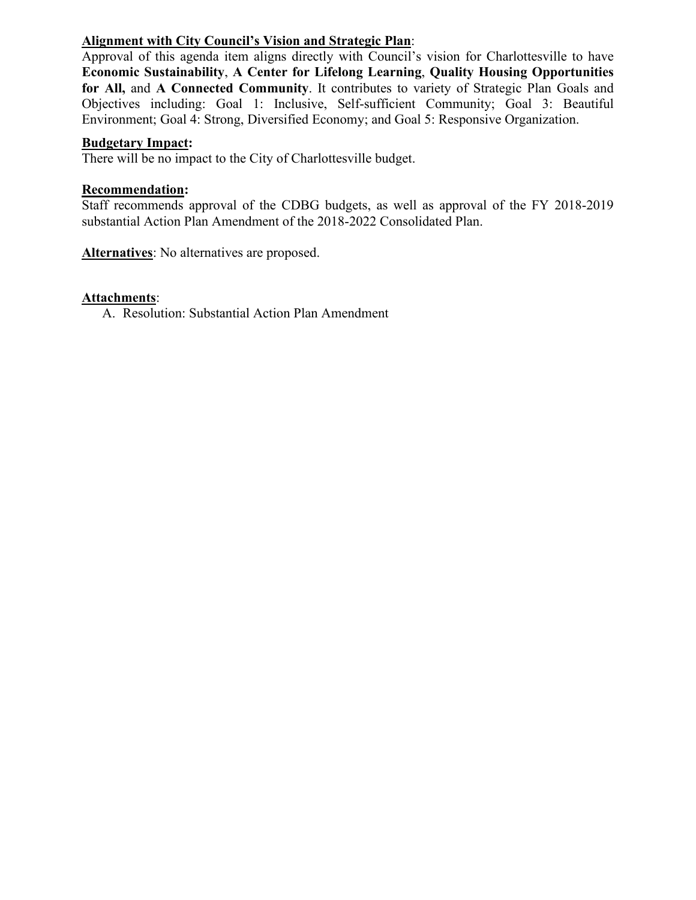**Alignment with City Council's Vision and Strategic Plan**:
Approval of this agenda item aligns directly with Council's vision for Charlottesville to have **Economic Sustainability**, **A Center for Lifelong Learning**, **Quality Housing Opportunities for All,** and **A Connected Community**. It contributes to variety of Strategic Plan Goals and Objectives including: Goal 1: Inclusive, Self-sufficient Community; Goal 3: Beautiful Environment; Goal 4: Strong, Diversified Economy; and Goal 5: Responsive Organization.

**Budgetary Impact:**
There will be no impact to the City of Charlottesville budget.

**Recommendation:**
Staff recommends approval of the CDBG budgets, as well as approval of the FY 2018-2019 substantial Action Plan Amendment of the 2018-2022 Consolidated Plan.

**Alternatives**: No alternatives are proposed.

**Attachments**:

A. Resolution: Substantial Action Plan Amendment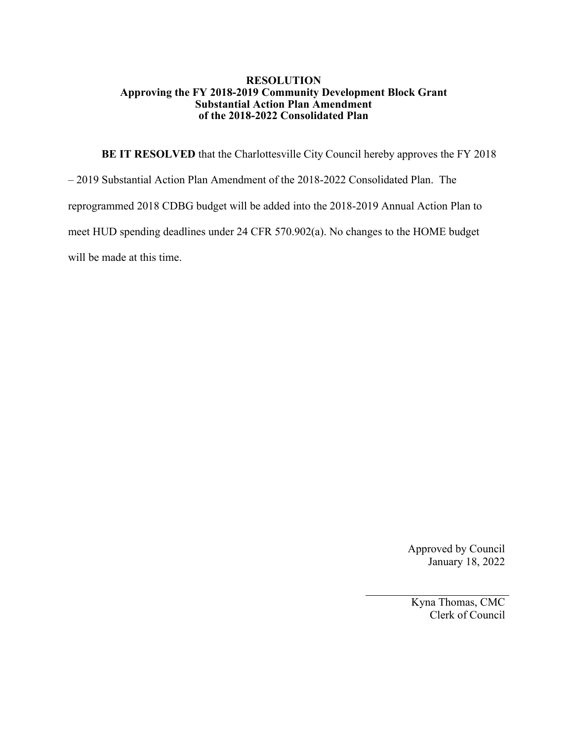**RESOLUTION**
**Approving the FY 2018-2019 Community Development Block Grant**
**Substantial Action Plan Amendment**
**of the 2018-2022 Consolidated Plan**

**BE IT RESOLVED** that the Charlottesville City Council hereby approves the FY 2018 – 2019 Substantial Action Plan Amendment of the 2018-2022 Consolidated Plan. The reprogrammed 2018 CDBG budget will be added into the 2018-2019 Annual Action Plan to meet HUD spending deadlines under 24 CFR 570.902(a). No changes to the HOME budget will be made at this time.

Approved by Council
January 18, 2022

\_\_\_\_\_\_\_\_\_\_\_\_\_\_\_\_\_\_\_\_\_\_\_\_\_\_

Kyna Thomas, CMC
Clerk of Council